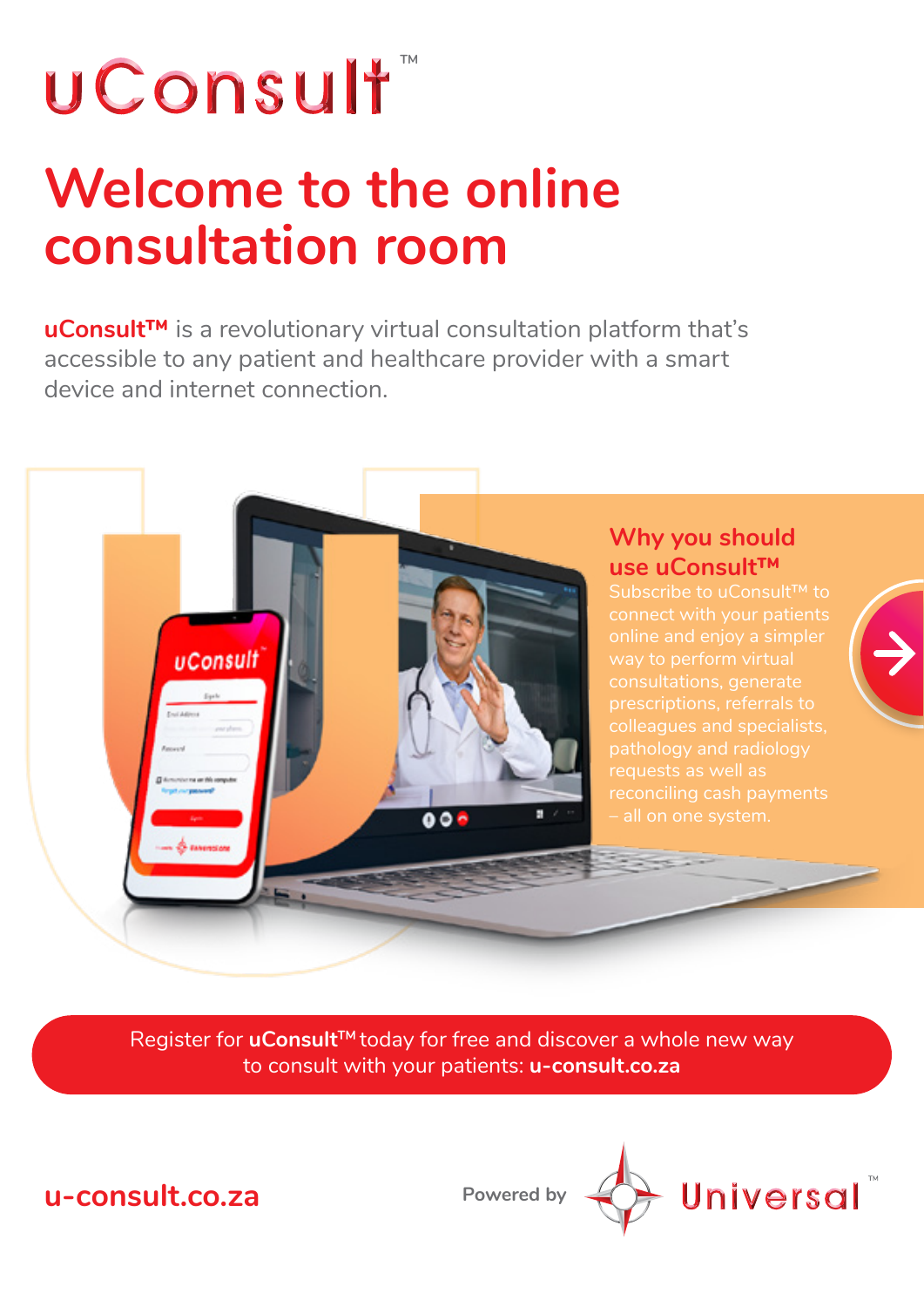# uConsult™

## Welcome to the online consultation room

**uConsult™** is a revolutionary virtual consultation platform that's accessible to any patient and healthcare provider with a smart device and internet connection.

### Why you should use uConsult™

Subscribe to uConsult™ to connect with your patients online and enjoy a simpler way to perform virtual consultations, generate prescriptions, referrals to colleagues and specialists, pathology and radiology requests as well as reconciling cash payments – all on one system.

Register for **uConsult™** today for free and discover a whole new way to consult with your patients: **u-consult.co.za**

**u-consult.co.za**

Powered by Universal™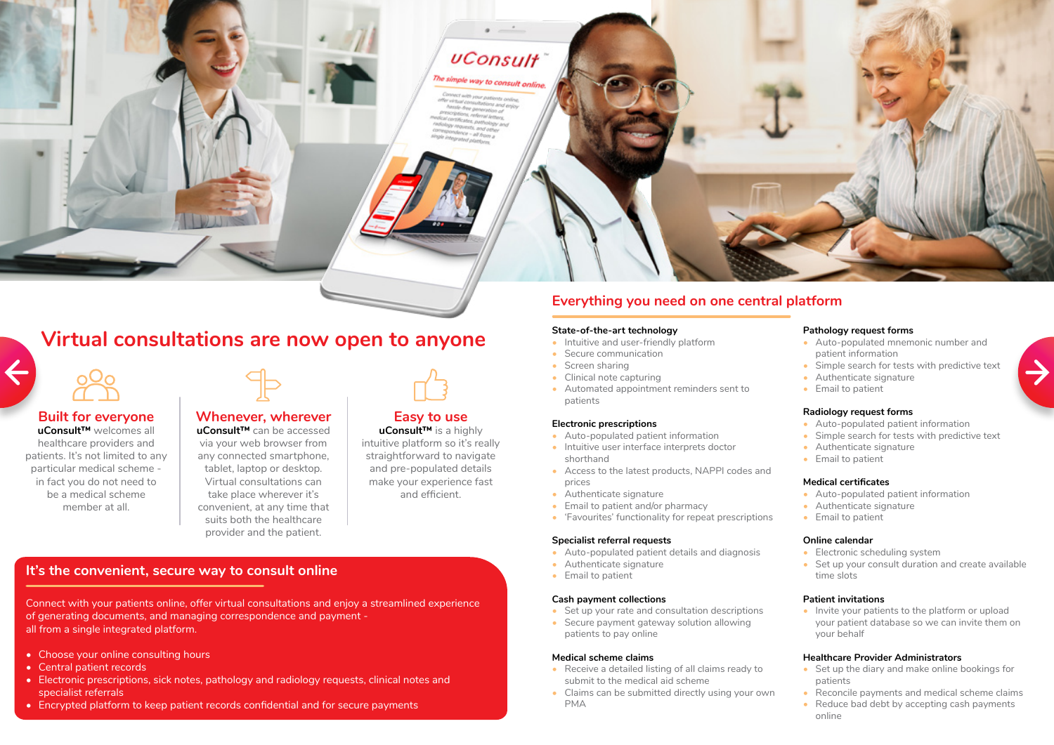# Virtual consultations are now open to anyone

### Built for everyone

**uConsult™** welcomes all healthcare providers and patients. It's not limited to any particular medical scheme - in fact you do not need to be a medical scheme member at all.

### Whenever, wherever

**uConsult™** can be accessed via your web browser from any connected smartphone, tablet, laptop or desktop. Virtual consultations can take place wherever it's convenient, at any time that suits both the healthcare provider and the patient.

### Easy to use

**uConsult™** is a highly intuitive platform so it's really straightforward to navigate and pre-populated details make your experience fast and efficient.

## It's the convenient, secure way to consult online

Connect with your patients online, offer virtual consultations and enjoy a streamlined experience of generating documents, and managing correspondence and payment - all from a single integrated platform.

- Choose your online consulting hours
- Central patient records
- Electronic prescriptions, sick notes, pathology and radiology requests, clinical notes and specialist referrals
- Encrypted platform to keep patient records confidential and for secure payments

## Everything you need on one central platform

**State-of-the-art technology**
- Intuitive and user-friendly platform
- Secure communication
- Screen sharing
- Clinical note capturing
- Automated appointment reminders sent to patients

**Electronic prescriptions**
- Auto-populated patient information
- Intuitive user interface interprets doctor shorthand
- Access to the latest products, NAPPI codes and prices
- Authenticate signature
- Email to patient and/or pharmacy
- 'Favourites' functionality for repeat prescriptions

**Specialist referral requests**
- Auto-populated patient details and diagnosis
- Authenticate signature
- Email to patient

**Cash payment collections**
- Set up your rate and consultation descriptions
- Secure payment gateway solution allowing patients to pay online

**Medical scheme claims**
- Receive a detailed listing of all claims ready to submit to the medical aid scheme
- Claims can be submitted directly using your own PMA

**Pathology request forms**
- Auto-populated mnemonic number and patient information
- Simple search for tests with predictive text
- Authenticate signature
- Email to patient

**Radiology request forms**
- Auto-populated patient information
- Simple search for tests with predictive text
- Authenticate signature
- Email to patient

**Medical certificates**
- Auto-populated patient information
- Authenticate signature
- Email to patient

**Online calendar**
- Electronic scheduling system
- Set up your consult duration and create available time slots

**Patient invitations**
- Invite your patients to the platform or upload your patient database so we can invite them on your behalf

**Healthcare Provider Administrators**
- Set up the diary and make online bookings for patients
- Reconcile payments and medical scheme claims
- Reduce bad debt by accepting cash payments online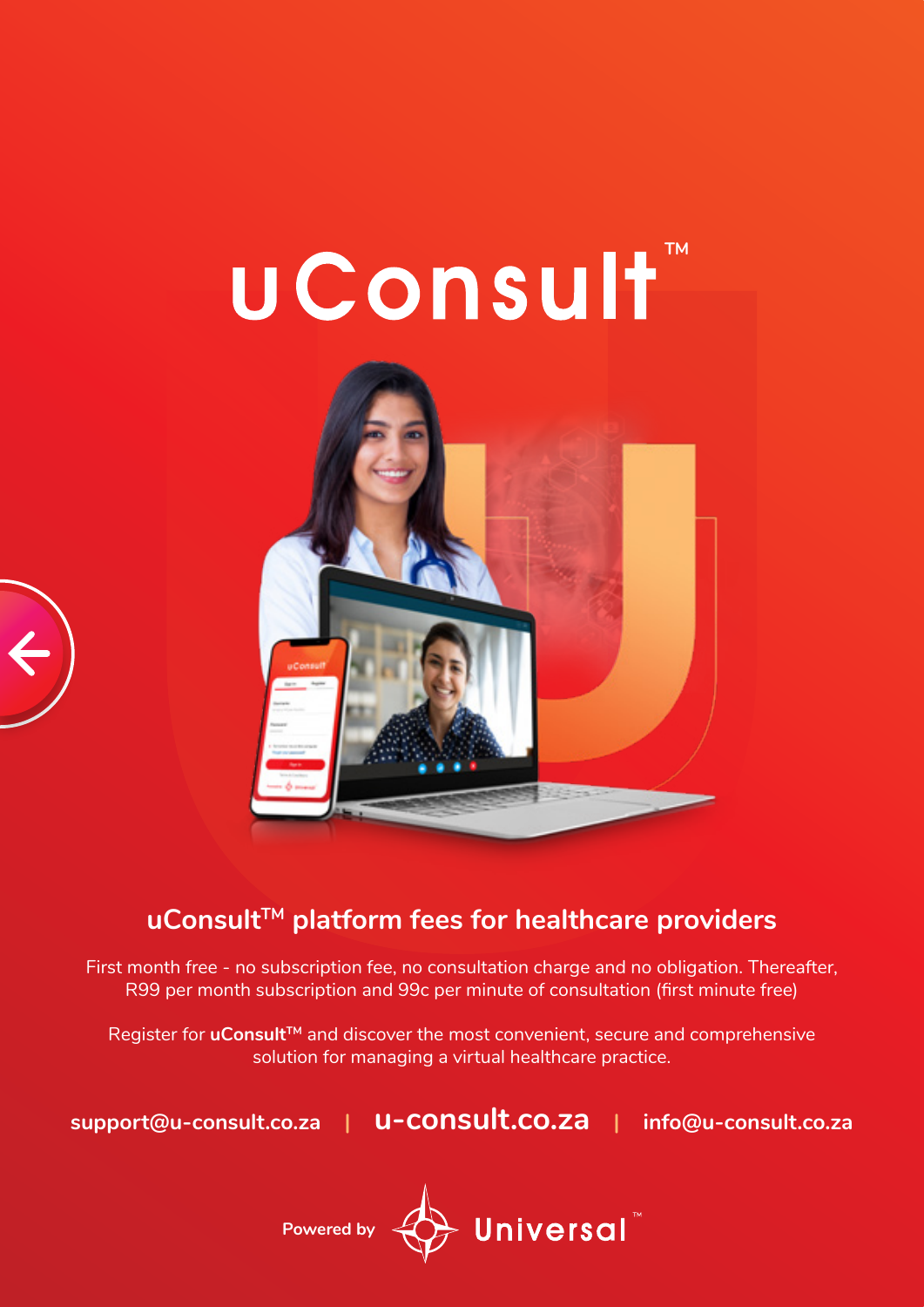# uConsult™

## uConsult™ platform fees for healthcare providers

First month free - no subscription fee, no consultation charge and no obligation. Thereafter, R99 per month subscription and 99c per minute of consultation (first minute free)

Register for **uConsult™** and discover the most convenient, secure and comprehensive solution for managing a virtual healthcare practice.

**support@u-consult.co.za** | **u-consult.co.za** | **info@u-consult.co.za**

Powered by Universal™